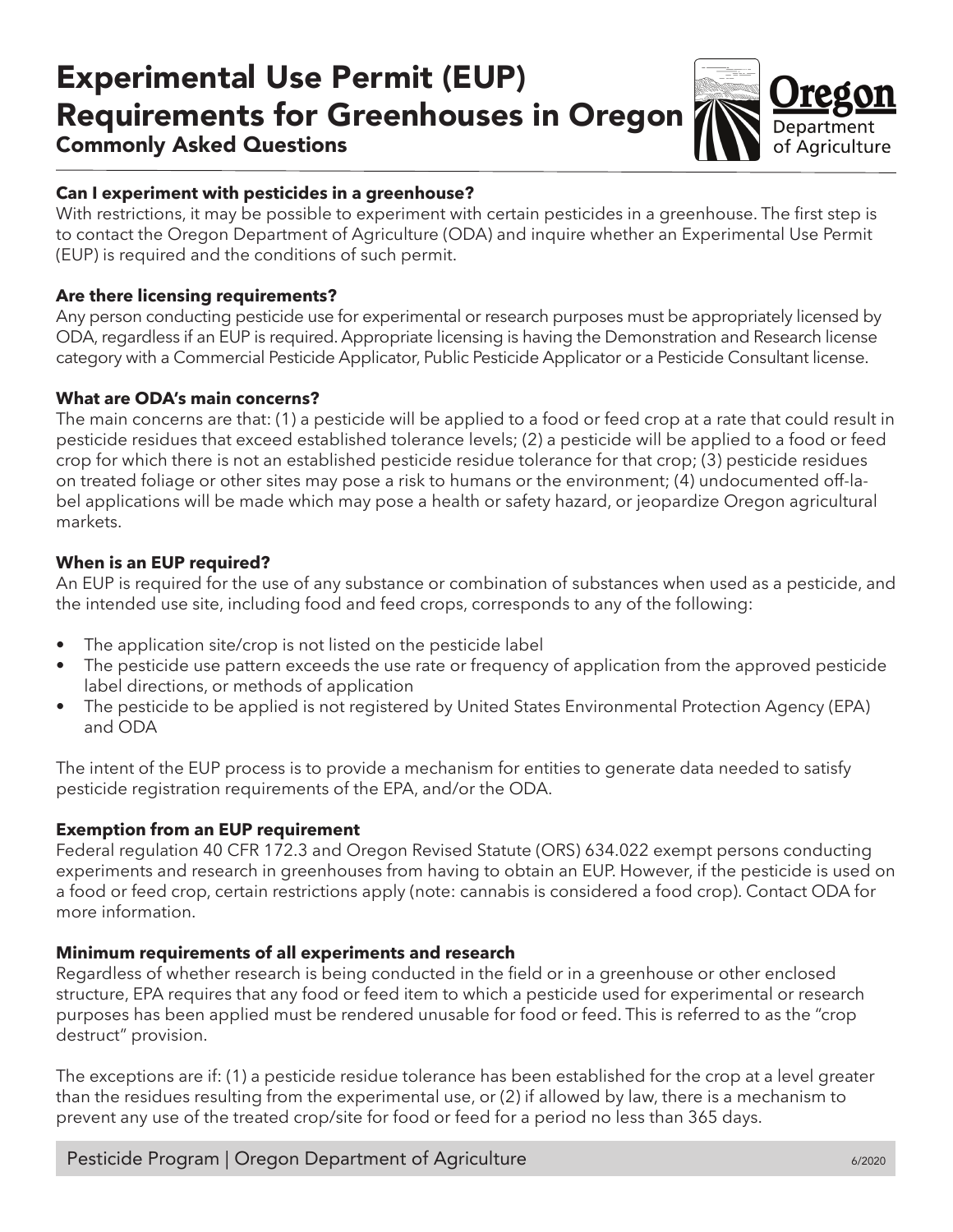# Experimental Use Permit (EUP) Requirements for Greenhouses in Oregon

## Commonly Asked Questions

### Can I experiment with pesticides in a greenhouse?

With restrictions, it may be possible to experiment with certain pesticides in a greenhouse. The first step is to contact the Oregon Department of Agriculture (ODA) and inquire whether an Experimental Use Permit (EUP) is required and the conditions of such permit.

### Are there licensing requirements?

Any person conducting pesticide use for experimental or research purposes must be appropriately licensed by ODA, regardless if an EUP is required. Appropriate licensing is having the Demonstration and Research license category with a Commercial Pesticide Applicator, Public Pesticide Applicator or a Pesticide Consultant license.

### What are ODA's main concerns?

The main concerns are that: (1) a pesticide will be applied to a food or feed crop at a rate that could result in pesticide residues that exceed established tolerance levels; (2) a pesticide will be applied to a food or feed crop for which there is not an established pesticide residue tolerance for that crop; (3) pesticide residues on treated foliage or other sites may pose a risk to humans or the environment; (4) undocumented off-label applications will be made which may pose a health or safety hazard, or jeopardize Oregon agricultural markets.

### When is an EUP required?

An EUP is required for the use of any substance or combination of substances when used as a pesticide, and the intended use site, including food and feed crops, corresponds to any of the following:

- The application site/crop is not listed on the pesticide label
- The pesticide use pattern exceeds the use rate or frequency of application from the approved pesticide label directions, or methods of application
- The pesticide to be applied is not registered by United States Environmental Protection Agency (EPA) and ODA

The intent of the EUP process is to provide a mechanism for entities to generate data needed to satisfy pesticide registration requirements of the EPA, and/or the ODA.

### Exemption from an EUP requirement

Federal regulation 40 CFR 172.3 and Oregon Revised Statute (ORS) 634.022 exempt persons conducting experiments and research in greenhouses from having to obtain an EUP. However, if the pesticide is used on a food or feed crop, certain restrictions apply (note: cannabis is considered a food crop). Contact ODA for more information.

### Minimum requirements of all experiments and research

Regardless of whether research is being conducted in the field or in a greenhouse or other enclosed structure, EPA requires that any food or feed item to which a pesticide used for experimental or research purposes has been applied must be rendered unusable for food or feed. This is referred to as the "crop destruct" provision.

The exceptions are if: (1) a pesticide residue tolerance has been established for the crop at a level greater than the residues resulting from the experimental use, or (2) if allowed by law, there is a mechanism to prevent any use of the treated crop/site for food or feed for a period no less than 365 days.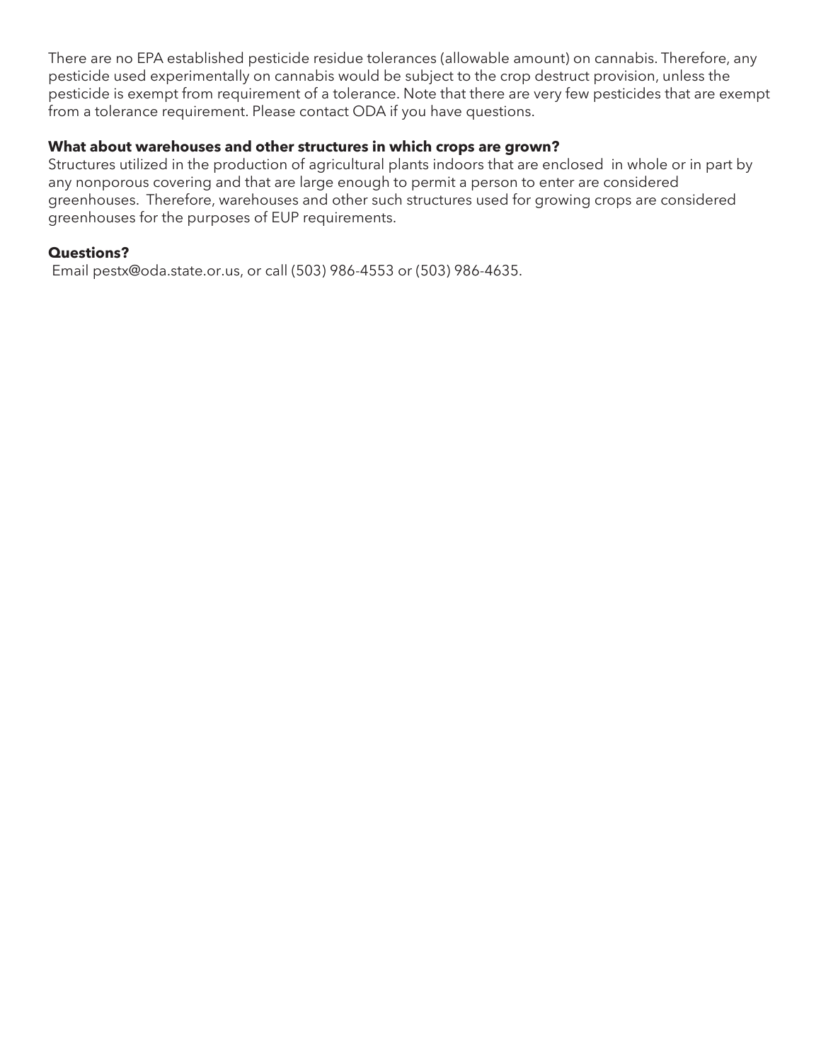There are no EPA established pesticide residue tolerances (allowable amount) on cannabis. Therefore, any pesticide used experimentally on cannabis would be subject to the crop destruct provision, unless the pesticide is exempt from requirement of a tolerance. Note that there are very few pesticides that are exempt from a tolerance requirement. Please contact ODA if you have questions.

**What about warehouses and other structures in which crops are grown?**

Structures utilized in the production of agricultural plants indoors that are enclosed in whole or in part by any nonporous covering and that are large enough to permit a person to enter are considered greenhouses. Therefore, warehouses and other such structures used for growing crops are considered greenhouses for the purposes of EUP requirements.

**Questions?**

Email pestx@oda.state.or.us, or call (503) 986-4553 or (503) 986-4635.